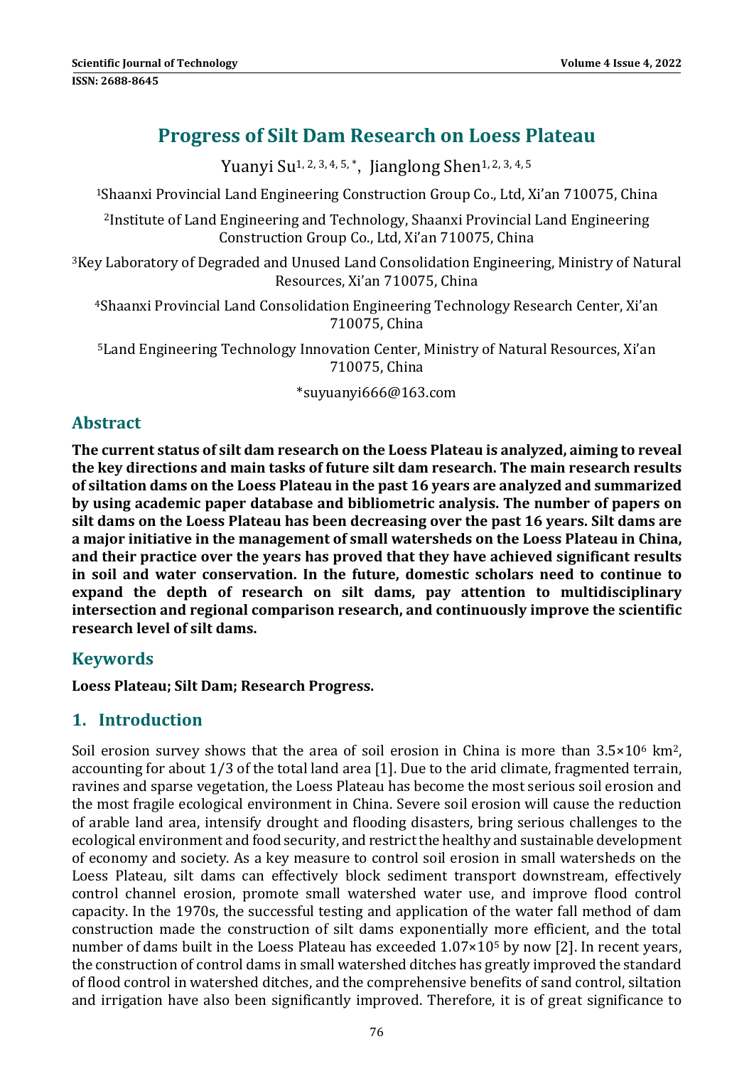# Progress of Silt Dam Research on Loess Plateau

Yuanyi Su[1, 2, 3, 4, 5, *], Jianglong Shen[1, 2, 3, 4, 5]

[1]Shaanxi Provincial Land Engineering Construction Group Co., Ltd, Xi'an 710075, China

[2]Institute of Land Engineering and Technology, Shaanxi Provincial Land Engineering Construction Group Co., Ltd, Xi'an 710075, China

[3]Key Laboratory of Degraded and Unused Land Consolidation Engineering, Ministry of Natural Resources, Xi'an 710075, China

[4]Shaanxi Provincial Land Consolidation Engineering Technology Research Center, Xi'an 710075, China

[5]Land Engineering Technology Innovation Center, Ministry of Natural Resources, Xi'an 710075, China

*suyuanyi666@163.com

## Abstract

**The current status of silt dam research on the Loess Plateau is analyzed, aiming to reveal the key directions and main tasks of future silt dam research. The main research results of siltation dams on the Loess Plateau in the past 16 years are analyzed and summarized by using academic paper database and bibliometric analysis. The number of papers on silt dams on the Loess Plateau has been decreasing over the past 16 years. Silt dams are a major initiative in the management of small watersheds on the Loess Plateau in China, and their practice over the years has proved that they have achieved significant results in soil and water conservation. In the future, domestic scholars need to continue to expand the depth of research on silt dams, pay attention to multidisciplinary intersection and regional comparison research, and continuously improve the scientific research level of silt dams.**

## Keywords

**Loess Plateau; Silt Dam; Research Progress.**

## 1. Introduction

Soil erosion survey shows that the area of soil erosion in China is more than $3.5 \times 10^6$ km$^2$, accounting for about 1/3 of the total land area [1]. Due to the arid climate, fragmented terrain, ravines and sparse vegetation, the Loess Plateau has become the most serious soil erosion and the most fragile ecological environment in China. Severe soil erosion will cause the reduction of arable land area, intensify drought and flooding disasters, bring serious challenges to the ecological environment and food security, and restrict the healthy and sustainable development of economy and society. As a key measure to control soil erosion in small watersheds on the Loess Plateau, silt dams can effectively block sediment transport downstream, effectively control channel erosion, promote small watershed water use, and improve flood control capacity. In the 1970s, the successful testing and application of the water fall method of dam construction made the construction of silt dams exponentially more efficient, and the total number of dams built in the Loess Plateau has exceeded $1.07 \times 10^5$ by now [2]. In recent years, the construction of control dams in small watershed ditches has greatly improved the standard of flood control in watershed ditches, and the comprehensive benefits of sand control, siltation and irrigation have also been significantly improved. Therefore, it is of great significance to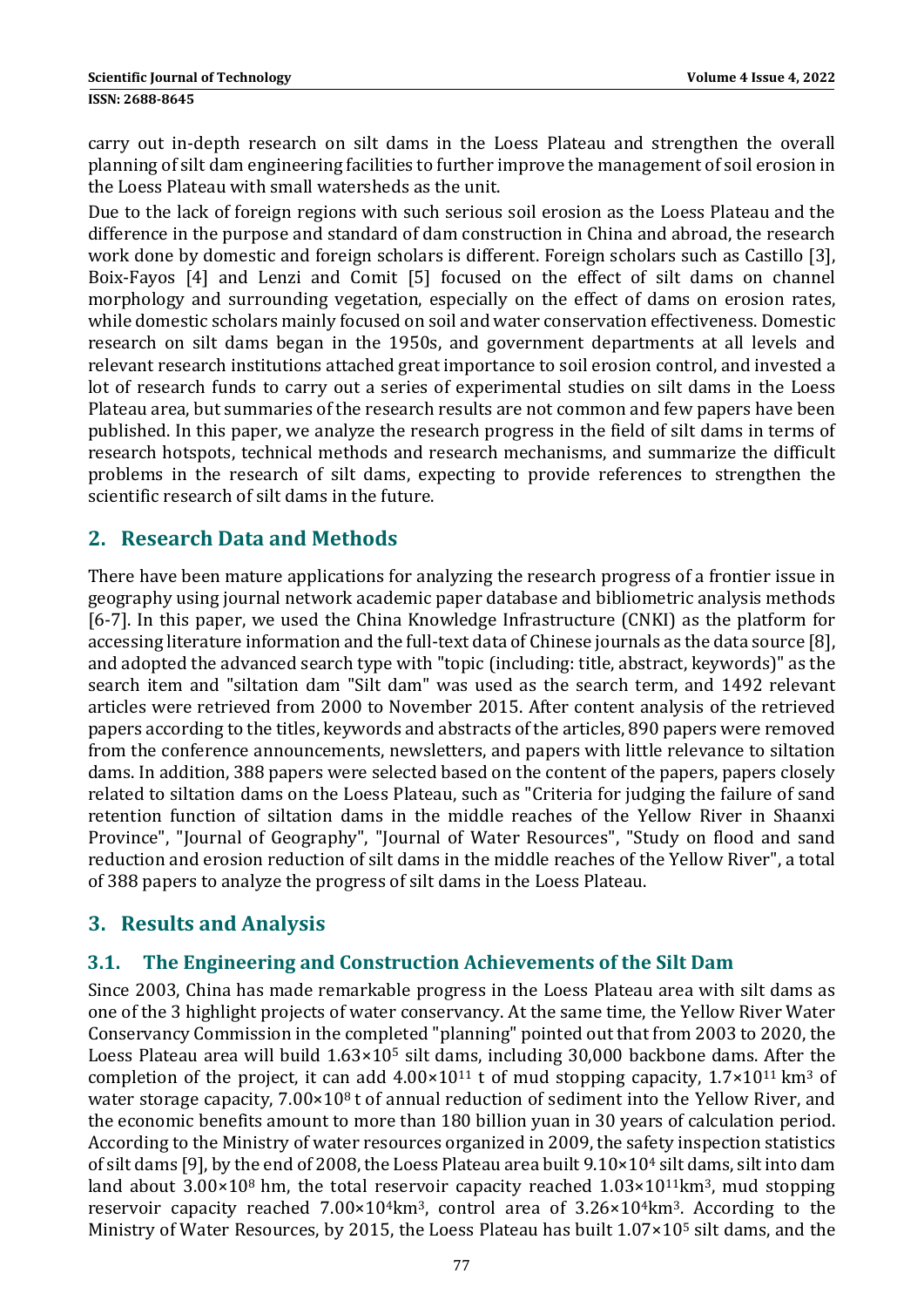carry out in-depth research on silt dams in the Loess Plateau and strengthen the overall planning of silt dam engineering facilities to further improve the management of soil erosion in the Loess Plateau with small watersheds as the unit.

Due to the lack of foreign regions with such serious soil erosion as the Loess Plateau and the difference in the purpose and standard of dam construction in China and abroad, the research work done by domestic and foreign scholars is different. Foreign scholars such as Castillo [3], Boix-Fayos [4] and Lenzi and Comit [5] focused on the effect of silt dams on channel morphology and surrounding vegetation, especially on the effect of dams on erosion rates, while domestic scholars mainly focused on soil and water conservation effectiveness. Domestic research on silt dams began in the 1950s, and government departments at all levels and relevant research institutions attached great importance to soil erosion control, and invested a lot of research funds to carry out a series of experimental studies on silt dams in the Loess Plateau area, but summaries of the research results are not common and few papers have been published. In this paper, we analyze the research progress in the field of silt dams in terms of research hotspots, technical methods and research mechanisms, and summarize the difficult problems in the research of silt dams, expecting to provide references to strengthen the scientific research of silt dams in the future.

## 2. Research Data and Methods

There have been mature applications for analyzing the research progress of a frontier issue in geography using journal network academic paper database and bibliometric analysis methods [6-7]. In this paper, we used the China Knowledge Infrastructure (CNKI) as the platform for accessing literature information and the full-text data of Chinese journals as the data source [8], and adopted the advanced search type with "topic (including: title, abstract, keywords)" as the search item and "siltation dam "Silt dam" was used as the search term, and 1492 relevant articles were retrieved from 2000 to November 2015. After content analysis of the retrieved papers according to the titles, keywords and abstracts of the articles, 890 papers were removed from the conference announcements, newsletters, and papers with little relevance to siltation dams. In addition, 388 papers were selected based on the content of the papers, papers closely related to siltation dams on the Loess Plateau, such as "Criteria for judging the failure of sand retention function of siltation dams in the middle reaches of the Yellow River in Shaanxi Province", "Journal of Geography", "Journal of Water Resources", "Study on flood and sand reduction and erosion reduction of silt dams in the middle reaches of the Yellow River", a total of 388 papers to analyze the progress of silt dams in the Loess Plateau.

## 3. Results and Analysis

### 3.1. The Engineering and Construction Achievements of the Silt Dam

Since 2003, China has made remarkable progress in the Loess Plateau area with silt dams as one of the 3 highlight projects of water conservancy. At the same time, the Yellow River Water Conservancy Commission in the completed "planning" pointed out that from 2003 to 2020, the Loess Plateau area will build $1.63×10^5$ silt dams, including 30,000 backbone dams. After the completion of the project, it can add $4.00×10^{11}$ t of mud stopping capacity, $1.7×10^{11}$ km$^3$ of water storage capacity, $7.00×10^8$ t of annual reduction of sediment into the Yellow River, and the economic benefits amount to more than 180 billion yuan in 30 years of calculation period. According to the Ministry of water resources organized in 2009, the safety inspection statistics of silt dams [9], by the end of 2008, the Loess Plateau area built $9.10×10^4$ silt dams, silt into dam land about $3.00×10^8$ hm, the total reservoir capacity reached $1.03×10^{11}$km$^3$, mud stopping reservoir capacity reached $7.00×10^4$km$^3$, control area of $3.26×10^4$km$^3$. According to the Ministry of Water Resources, by 2015, the Loess Plateau has built $1.07×10^5$ silt dams, and the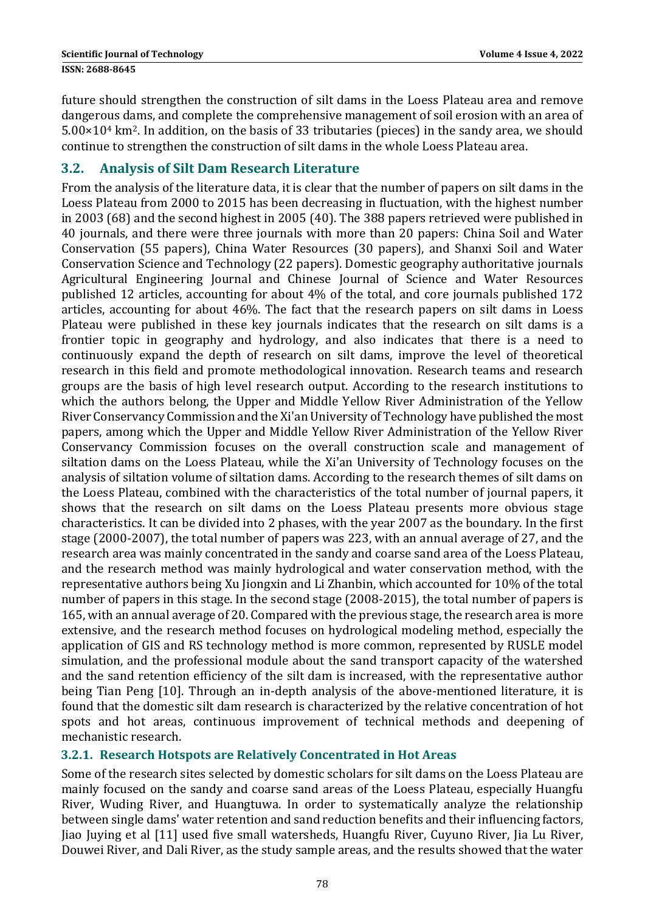future should strengthen the construction of silt dams in the Loess Plateau area and remove dangerous dams, and complete the comprehensive management of soil erosion with an area of $5.00 \times 10^4$ km$^2$. In addition, on the basis of 33 tributaries (pieces) in the sandy area, we should continue to strengthen the construction of silt dams in the whole Loess Plateau area.

## 3.2. Analysis of Silt Dam Research Literature

From the analysis of the literature data, it is clear that the number of papers on silt dams in the Loess Plateau from 2000 to 2015 has been decreasing in fluctuation, with the highest number in 2003 (68) and the second highest in 2005 (40). The 388 papers retrieved were published in 40 journals, and there were three journals with more than 20 papers: China Soil and Water Conservation (55 papers), China Water Resources (30 papers), and Shanxi Soil and Water Conservation Science and Technology (22 papers). Domestic geography authoritative journals Agricultural Engineering Journal and Chinese Journal of Science and Water Resources published 12 articles, accounting for about 4% of the total, and core journals published 172 articles, accounting for about 46%. The fact that the research papers on silt dams in Loess Plateau were published in these key journals indicates that the research on silt dams is a frontier topic in geography and hydrology, and also indicates that there is a need to continuously expand the depth of research on silt dams, improve the level of theoretical research in this field and promote methodological innovation. Research teams and research groups are the basis of high level research output. According to the research institutions to which the authors belong, the Upper and Middle Yellow River Administration of the Yellow River Conservancy Commission and the Xi'an University of Technology have published the most papers, among which the Upper and Middle Yellow River Administration of the Yellow River Conservancy Commission focuses on the overall construction scale and management of siltation dams on the Loess Plateau, while the Xi'an University of Technology focuses on the analysis of siltation volume of siltation dams. According to the research themes of silt dams on the Loess Plateau, combined with the characteristics of the total number of journal papers, it shows that the research on silt dams on the Loess Plateau presents more obvious stage characteristics. It can be divided into 2 phases, with the year 2007 as the boundary. In the first stage (2000-2007), the total number of papers was 223, with an annual average of 27, and the research area was mainly concentrated in the sandy and coarse sand area of the Loess Plateau, and the research method was mainly hydrological and water conservation method, with the representative authors being Xu Jiongxin and Li Zhanbin, which accounted for 10% of the total number of papers in this stage. In the second stage (2008-2015), the total number of papers is 165, with an annual average of 20. Compared with the previous stage, the research area is more extensive, and the research method focuses on hydrological modeling method, especially the application of GIS and RS technology method is more common, represented by RUSLE model simulation, and the professional module about the sand transport capacity of the watershed and the sand retention efficiency of the silt dam is increased, with the representative author being Tian Peng [10]. Through an in-depth analysis of the above-mentioned literature, it is found that the domestic silt dam research is characterized by the relative concentration of hot spots and hot areas, continuous improvement of technical methods and deepening of mechanistic research.

### 3.2.1. Research Hotspots are Relatively Concentrated in Hot Areas

Some of the research sites selected by domestic scholars for silt dams on the Loess Plateau are mainly focused on the sandy and coarse sand areas of the Loess Plateau, especially Huangfu River, Wuding River, and Huangtuwa. In order to systematically analyze the relationship between single dams' water retention and sand reduction benefits and their influencing factors, Jiao Juying et al [11] used five small watersheds, Huangfu River, Cuyuno River, Jia Lu River, Douwei River, and Dali River, as the study sample areas, and the results showed that the water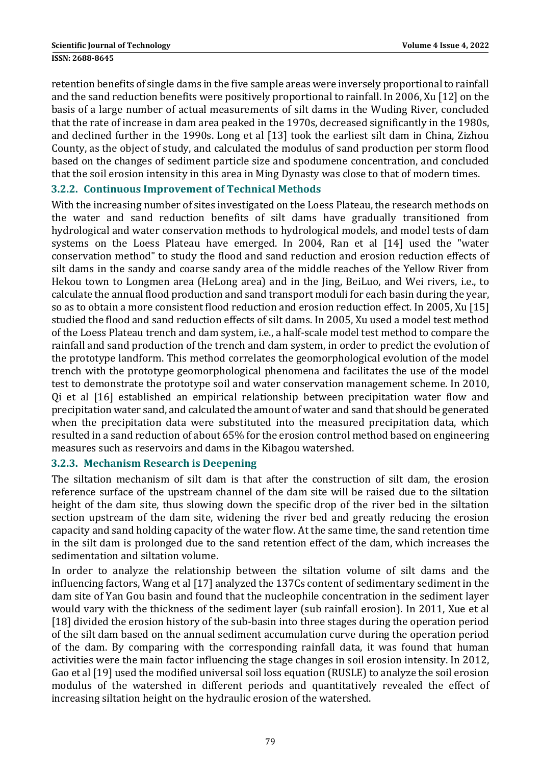retention benefits of single dams in the five sample areas were inversely proportional to rainfall and the sand reduction benefits were positively proportional to rainfall. In 2006, Xu [12] on the basis of a large number of actual measurements of silt dams in the Wuding River, concluded that the rate of increase in dam area peaked in the 1970s, decreased significantly in the 1980s, and declined further in the 1990s. Long et al [13] took the earliest silt dam in China, Zizhou County, as the object of study, and calculated the modulus of sand production per storm flood based on the changes of sediment particle size and spodumene concentration, and concluded that the soil erosion intensity in this area in Ming Dynasty was close to that of modern times.

### 3.2.2. Continuous Improvement of Technical Methods

With the increasing number of sites investigated on the Loess Plateau, the research methods on the water and sand reduction benefits of silt dams have gradually transitioned from hydrological and water conservation methods to hydrological models, and model tests of dam systems on the Loess Plateau have emerged. In 2004, Ran et al [14] used the "water conservation method" to study the flood and sand reduction and erosion reduction effects of silt dams in the sandy and coarse sandy area of the middle reaches of the Yellow River from Hekou town to Longmen area (HeLong area) and in the Jing, BeiLuo, and Wei rivers, i.e., to calculate the annual flood production and sand transport moduli for each basin during the year, so as to obtain a more consistent flood reduction and erosion reduction effect. In 2005, Xu [15] studied the flood and sand reduction effects of silt dams. In 2005, Xu used a model test method of the Loess Plateau trench and dam system, i.e., a half-scale model test method to compare the rainfall and sand production of the trench and dam system, in order to predict the evolution of the prototype landform. This method correlates the geomorphological evolution of the model trench with the prototype geomorphological phenomena and facilitates the use of the model test to demonstrate the prototype soil and water conservation management scheme. In 2010, Qi et al [16] established an empirical relationship between precipitation water flow and precipitation water sand, and calculated the amount of water and sand that should be generated when the precipitation data were substituted into the measured precipitation data, which resulted in a sand reduction of about 65% for the erosion control method based on engineering measures such as reservoirs and dams in the Kibagou watershed.

### 3.2.3. Mechanism Research is Deepening

The siltation mechanism of silt dam is that after the construction of silt dam, the erosion reference surface of the upstream channel of the dam site will be raised due to the siltation height of the dam site, thus slowing down the specific drop of the river bed in the siltation section upstream of the dam site, widening the river bed and greatly reducing the erosion capacity and sand holding capacity of the water flow. At the same time, the sand retention time in the silt dam is prolonged due to the sand retention effect of the dam, which increases the sedimentation and siltation volume.

In order to analyze the relationship between the siltation volume of silt dams and the influencing factors, Wang et al [17] analyzed the $^{137}Cs$ content of sedimentary sediment in the dam site of Yan Gou basin and found that the nucleophile concentration in the sediment layer would vary with the thickness of the sediment layer (sub rainfall erosion). In 2011, Xue et al [18] divided the erosion history of the sub-basin into three stages during the operation period of the silt dam based on the annual sediment accumulation curve during the operation period of the dam. By comparing with the corresponding rainfall data, it was found that human activities were the main factor influencing the stage changes in soil erosion intensity. In 2012, Gao et al [19] used the modified universal soil loss equation (RUSLE) to analyze the soil erosion modulus of the watershed in different periods and quantitatively revealed the effect of increasing siltation height on the hydraulic erosion of the watershed.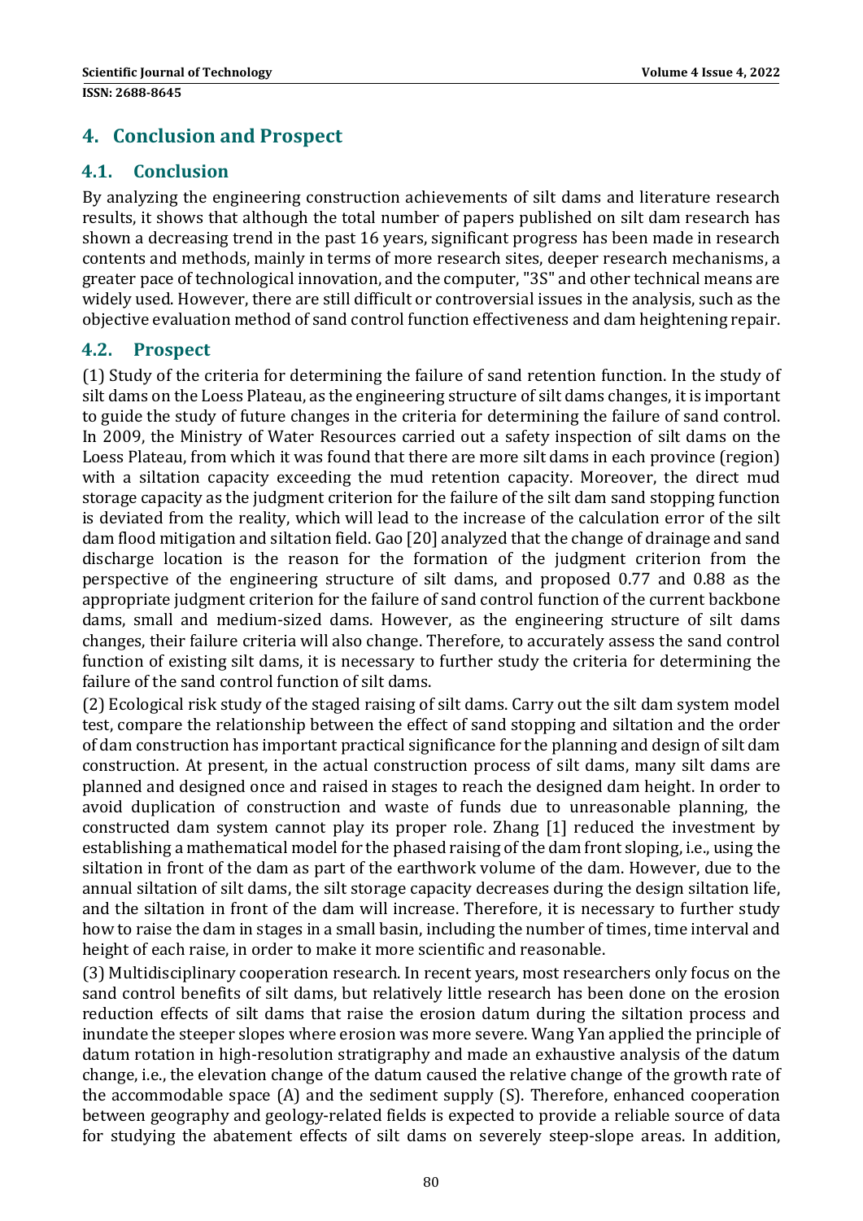## 4. Conclusion and Prospect

### 4.1. Conclusion

By analyzing the engineering construction achievements of silt dams and literature research results, it shows that although the total number of papers published on silt dam research has shown a decreasing trend in the past 16 years, significant progress has been made in research contents and methods, mainly in terms of more research sites, deeper research mechanisms, a greater pace of technological innovation, and the computer, "3S" and other technical means are widely used. However, there are still difficult or controversial issues in the analysis, such as the objective evaluation method of sand control function effectiveness and dam heightening repair.

### 4.2. Prospect

(1) Study of the criteria for determining the failure of sand retention function. In the study of silt dams on the Loess Plateau, as the engineering structure of silt dams changes, it is important to guide the study of future changes in the criteria for determining the failure of sand control. In 2009, the Ministry of Water Resources carried out a safety inspection of silt dams on the Loess Plateau, from which it was found that there are more silt dams in each province (region) with a siltation capacity exceeding the mud retention capacity. Moreover, the direct mud storage capacity as the judgment criterion for the failure of the silt dam sand stopping function is deviated from the reality, which will lead to the increase of the calculation error of the silt dam flood mitigation and siltation field. Gao [20] analyzed that the change of drainage and sand discharge location is the reason for the formation of the judgment criterion from the perspective of the engineering structure of silt dams, and proposed 0.77 and 0.88 as the appropriate judgment criterion for the failure of sand control function of the current backbone dams, small and medium-sized dams. However, as the engineering structure of silt dams changes, their failure criteria will also change. Therefore, to accurately assess the sand control function of existing silt dams, it is necessary to further study the criteria for determining the failure of the sand control function of silt dams.

(2) Ecological risk study of the staged raising of silt dams. Carry out the silt dam system model test, compare the relationship between the effect of sand stopping and siltation and the order of dam construction has important practical significance for the planning and design of silt dam construction. At present, in the actual construction process of silt dams, many silt dams are planned and designed once and raised in stages to reach the designed dam height. In order to avoid duplication of construction and waste of funds due to unreasonable planning, the constructed dam system cannot play its proper role. Zhang [1] reduced the investment by establishing a mathematical model for the phased raising of the dam front sloping, i.e., using the siltation in front of the dam as part of the earthwork volume of the dam. However, due to the annual siltation of silt dams, the silt storage capacity decreases during the design siltation life, and the siltation in front of the dam will increase. Therefore, it is necessary to further study how to raise the dam in stages in a small basin, including the number of times, time interval and height of each raise, in order to make it more scientific and reasonable.

(3) Multidisciplinary cooperation research. In recent years, most researchers only focus on the sand control benefits of silt dams, but relatively little research has been done on the erosion reduction effects of silt dams that raise the erosion datum during the siltation process and inundate the steeper slopes where erosion was more severe. Wang Yan applied the principle of datum rotation in high-resolution stratigraphy and made an exhaustive analysis of the datum change, i.e., the elevation change of the datum caused the relative change of the growth rate of the accommodable space (A) and the sediment supply (S). Therefore, enhanced cooperation between geography and geology-related fields is expected to provide a reliable source of data for studying the abatement effects of silt dams on severely steep-slope areas. In addition,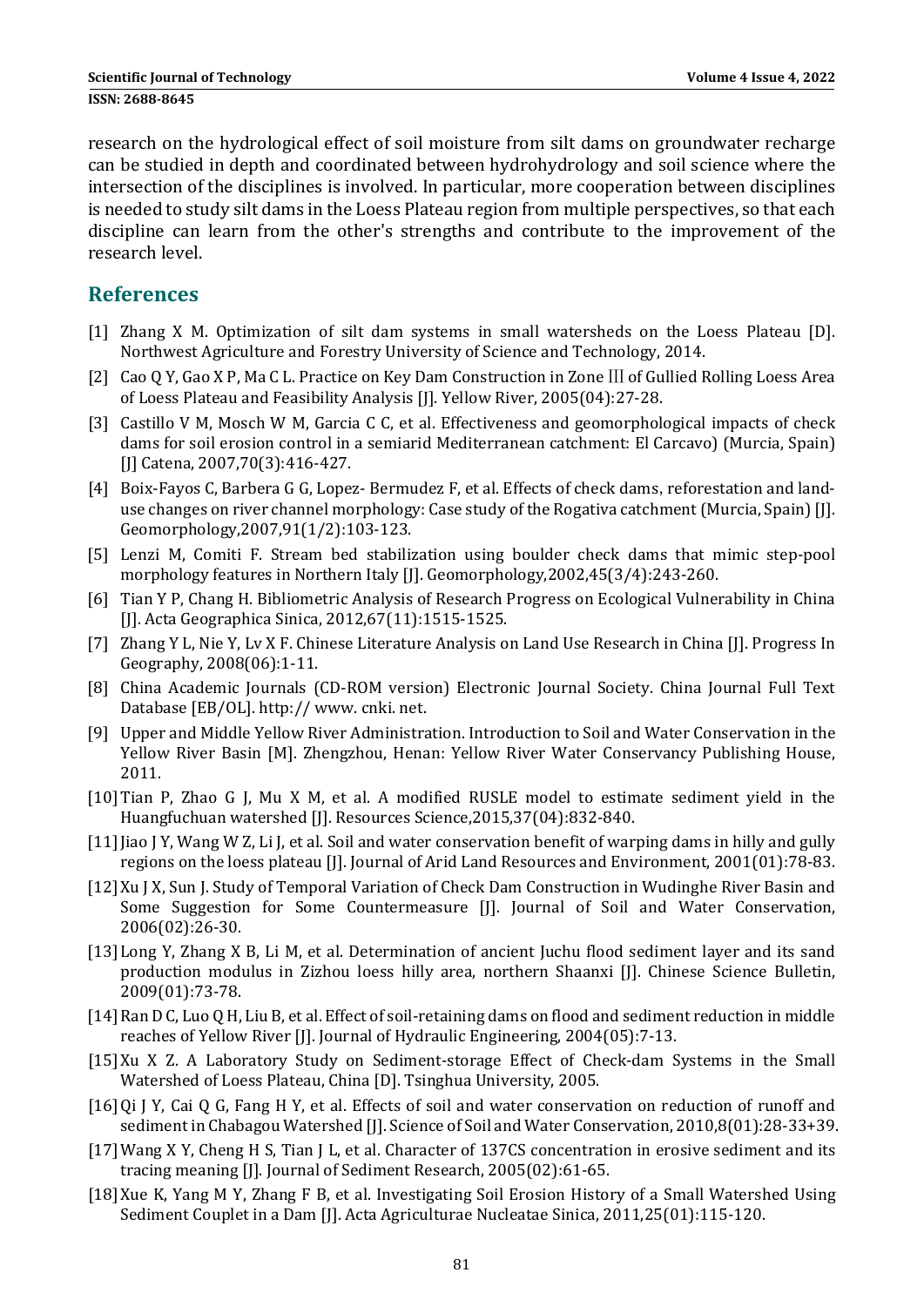research on the hydrological effect of soil moisture from silt dams on groundwater recharge can be studied in depth and coordinated between hydrohydrology and soil science where the intersection of the disciplines is involved. In particular, more cooperation between disciplines is needed to study silt dams in the Loess Plateau region from multiple perspectives, so that each discipline can learn from the other's strengths and contribute to the improvement of the research level.

## References

[1] Zhang X M. Optimization of silt dam systems in small watersheds on the Loess Plateau [D]. Northwest Agriculture and Forestry University of Science and Technology, 2014.

[2] Cao Q Y, Gao X P, Ma C L. Practice on Key Dam Construction in Zone Ⅲ of Gullied Rolling Loess Area of Loess Plateau and Feasibility Analysis [J]. Yellow River, 2005(04):27-28.

[3] Castillo V M, Mosch W M, Garcia C C, et al. Effectiveness and geomorphological impacts of check dams for soil erosion control in a semiarid Mediterranean catchment: El Carcavo) (Murcia, Spain) [J] Catena, 2007,70(3):416-427.

[4] Boix-Fayos C, Barbera G G, Lopez- Bermudez F, et al. Effects of check dams, reforestation and land-use changes on river channel morphology: Case study of the Rogativa catchment (Murcia, Spain) [J]. Geomorphology,2007,91(1/2):103-123.

[5] Lenzi M, Comiti F. Stream bed stabilization using boulder check dams that mimic step-pool morphology features in Northern Italy [J]. Geomorphology,2002,45(3/4):243-260.

[6] Tian Y P, Chang H. Bibliometric Analysis of Research Progress on Ecological Vulnerability in China [J]. Acta Geographica Sinica, 2012,67(11):1515-1525.

[7] Zhang Y L, Nie Y, Lv X F. Chinese Literature Analysis on Land Use Research in China [J]. Progress In Geography, 2008(06):1-11.

[8] China Academic Journals (CD-ROM version) Electronic Journal Society. China Journal Full Text Database [EB/OL]. http:// www. cnki. net.

[9] Upper and Middle Yellow River Administration. Introduction to Soil and Water Conservation in the Yellow River Basin [M]. Zhengzhou, Henan: Yellow River Water Conservancy Publishing House, 2011.

[10] Tian P, Zhao G J, Mu X M, et al. A modified RUSLE model to estimate sediment yield in the Huangfuchuan watershed [J]. Resources Science,2015,37(04):832-840.

[11] Jiao J Y, Wang W Z, Li J, et al. Soil and water conservation benefit of warping dams in hilly and gully regions on the loess plateau [J]. Journal of Arid Land Resources and Environment, 2001(01):78-83.

[12] Xu J X, Sun J. Study of Temporal Variation of Check Dam Construction in Wudinghe River Basin and Some Suggestion for Some Countermeasure [J]. Journal of Soil and Water Conservation, 2006(02):26-30.

[13] Long Y, Zhang X B, Li M, et al. Determination of ancient Juchu flood sediment layer and its sand production modulus in Zizhou loess hilly area, northern Shaanxi [J]. Chinese Science Bulletin, 2009(01):73-78.

[14] Ran D C, Luo Q H, Liu B, et al. Effect of soil-retaining dams on flood and sediment reduction in middle reaches of Yellow River [J]. Journal of Hydraulic Engineering, 2004(05):7-13.

[15] Xu X Z. A Laboratory Study on Sediment-storage Effect of Check-dam Systems in the Small Watershed of Loess Plateau, China [D]. Tsinghua University, 2005.

[16] Qi J Y, Cai Q G, Fang H Y, et al. Effects of soil and water conservation on reduction of runoff and sediment in Chabagou Watershed [J]. Science of Soil and Water Conservation, 2010,8(01):28-33+39.

[17] Wang X Y, Cheng H S, Tian J L, et al. Character of 137CS concentration in erosive sediment and its tracing meaning [J]. Journal of Sediment Research, 2005(02):61-65.

[18] Xue K, Yang M Y, Zhang F B, et al. Investigating Soil Erosion History of a Small Watershed Using Sediment Couplet in a Dam [J]. Acta Agriculturae Nucleatae Sinica, 2011,25(01):115-120.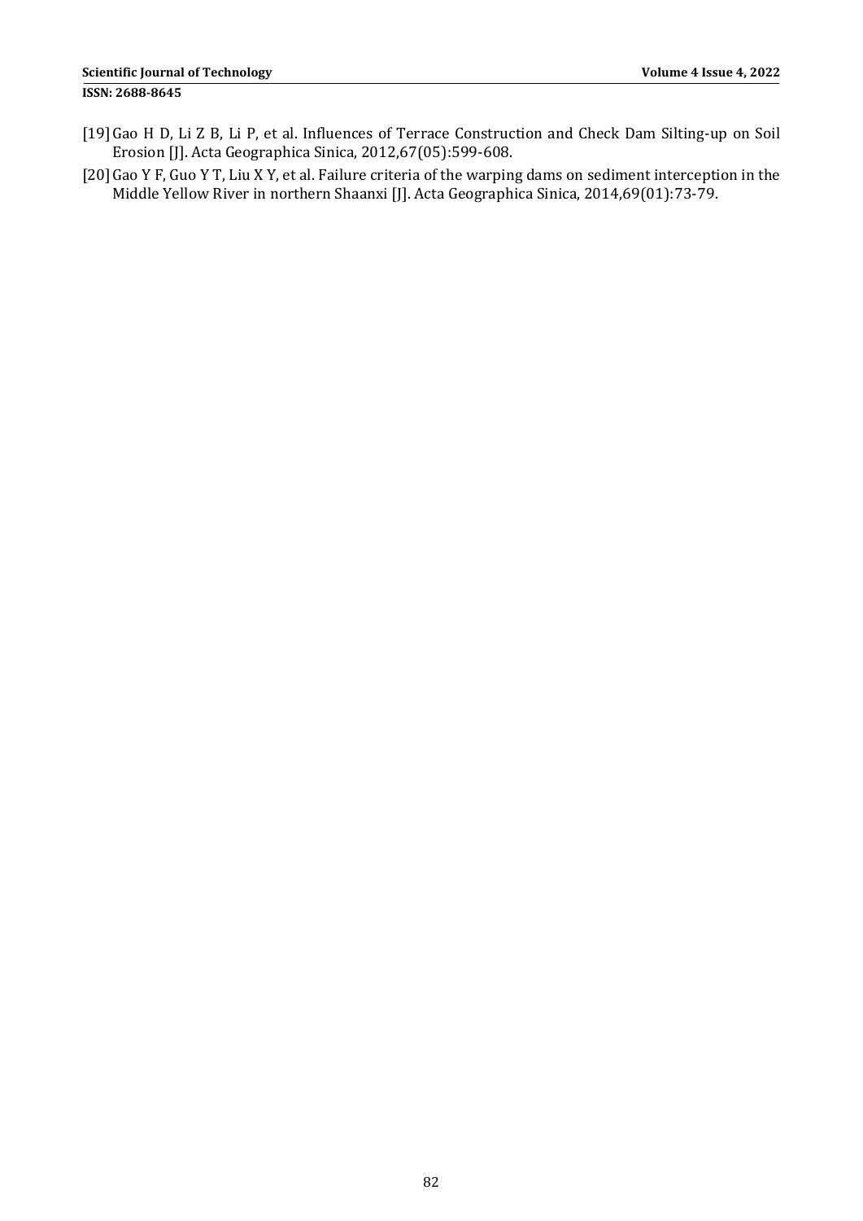[19] Gao H D, Li Z B, Li P, et al. Influences of Terrace Construction and Check Dam Silting-up on Soil Erosion [J]. Acta Geographica Sinica, 2012,67(05):599-608.

[20] Gao Y F, Guo Y T, Liu X Y, et al. Failure criteria of the warping dams on sediment interception in the Middle Yellow River in northern Shaanxi [J]. Acta Geographica Sinica, 2014,69(01):73-79.